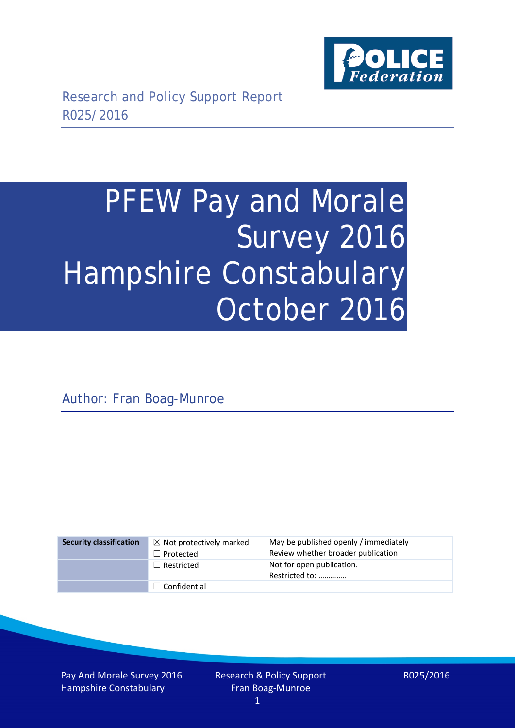Research and Policy Support Report
R025/2016

# PFEW Pay and Morale Survey 2016 Hampshire Constabulary October 2016

Author: Fran Boag-Munroe

| Security classification | ☒ Not protectively marked | May be published openly / immediately |
| --- | --- | --- |
| | ☐ Protected | Review whether broader publication |
| | ☐ Restricted | Not for open publication. Restricted to: ………….. |
| | ☐ Confidential | |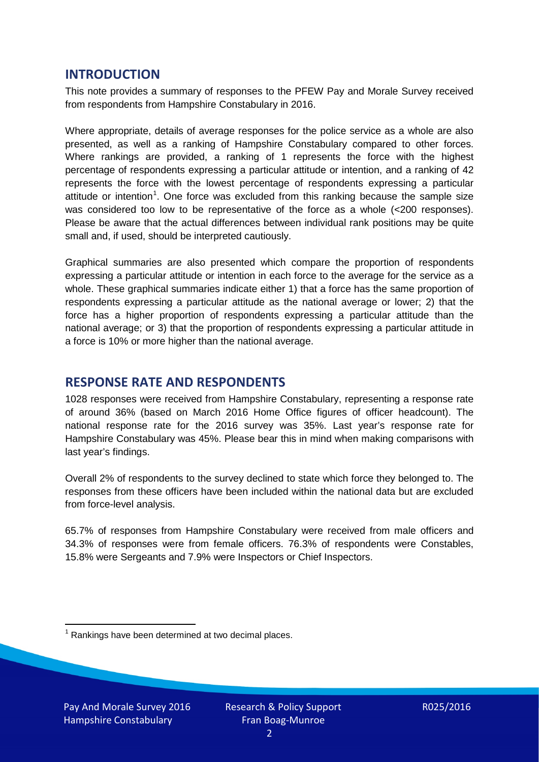## INTRODUCTION

This note provides a summary of responses to the PFEW Pay and Morale Survey received from respondents from Hampshire Constabulary in 2016.

Where appropriate, details of average responses for the police service as a whole are also presented, as well as a ranking of Hampshire Constabulary compared to other forces. Where rankings are provided, a ranking of 1 represents the force with the highest percentage of respondents expressing a particular attitude or intention, and a ranking of 42 represents the force with the lowest percentage of respondents expressing a particular attitude or intention[1]. One force was excluded from this ranking because the sample size was considered too low to be representative of the force as a whole (<200 responses). Please be aware that the actual differences between individual rank positions may be quite small and, if used, should be interpreted cautiously.

Graphical summaries are also presented which compare the proportion of respondents expressing a particular attitude or intention in each force to the average for the service as a whole. These graphical summaries indicate either 1) that a force has the same proportion of respondents expressing a particular attitude as the national average or lower; 2) that the force has a higher proportion of respondents expressing a particular attitude than the national average; or 3) that the proportion of respondents expressing a particular attitude in a force is 10% or more higher than the national average.

## RESPONSE RATE AND RESPONDENTS

1028 responses were received from Hampshire Constabulary, representing a response rate of around 36% (based on March 2016 Home Office figures of officer headcount). The national response rate for the 2016 survey was 35%. Last year's response rate for Hampshire Constabulary was 45%. Please bear this in mind when making comparisons with last year's findings.

Overall 2% of respondents to the survey declined to state which force they belonged to. The responses from these officers have been included within the national data but are excluded from force-level analysis.

65.7% of responses from Hampshire Constabulary were received from male officers and 34.3% of responses were from female officers. 76.3% of respondents were Constables, 15.8% were Sergeants and 7.9% were Inspectors or Chief Inspectors.

[1] Rankings have been determined at two decimal places.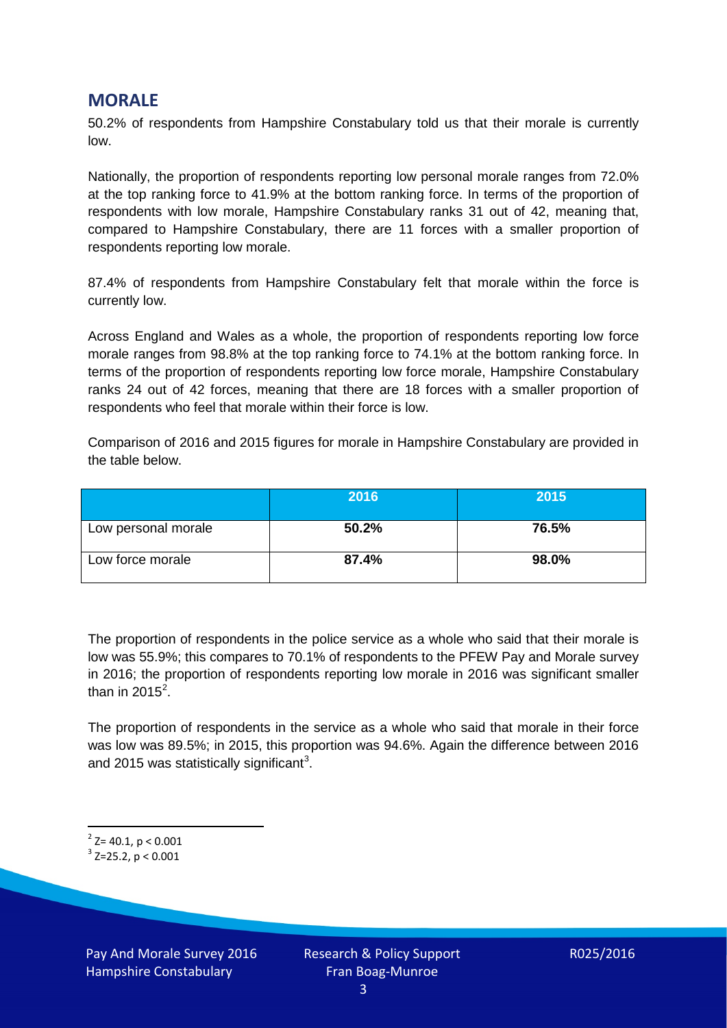## MORALE

50.2% of respondents from Hampshire Constabulary told us that their morale is currently low.

Nationally, the proportion of respondents reporting low personal morale ranges from 72.0% at the top ranking force to 41.9% at the bottom ranking force. In terms of the proportion of respondents with low morale, Hampshire Constabulary ranks 31 out of 42, meaning that, compared to Hampshire Constabulary, there are 11 forces with a smaller proportion of respondents reporting low morale.

87.4% of respondents from Hampshire Constabulary felt that morale within the force is currently low.

Across England and Wales as a whole, the proportion of respondents reporting low force morale ranges from 98.8% at the top ranking force to 74.1% at the bottom ranking force. In terms of the proportion of respondents reporting low force morale, Hampshire Constabulary ranks 24 out of 42 forces, meaning that there are 18 forces with a smaller proportion of respondents who feel that morale within their force is low.

Comparison of 2016 and 2015 figures for morale in Hampshire Constabulary are provided in the table below.

| | 2016 | 2015 |
|---|---|---|
| Low personal morale | **50.2%** | **76.5%** |
| Low force morale | **87.4%** | **98.0%** |

The proportion of respondents in the police service as a whole who said that their morale is low was 55.9%; this compares to 70.1% of respondents to the PFEW Pay and Morale survey in 2016; the proportion of respondents reporting low morale in 2016 was significant smaller than in 2015[2].

The proportion of respondents in the service as a whole who said that morale in their force was low was 89.5%; in 2015, this proportion was 94.6%. Again the difference between 2016 and 2015 was statistically significant[3].

[2] $Z= 40.1, p < 0.001$

[3] $Z=25.2, p < 0.001$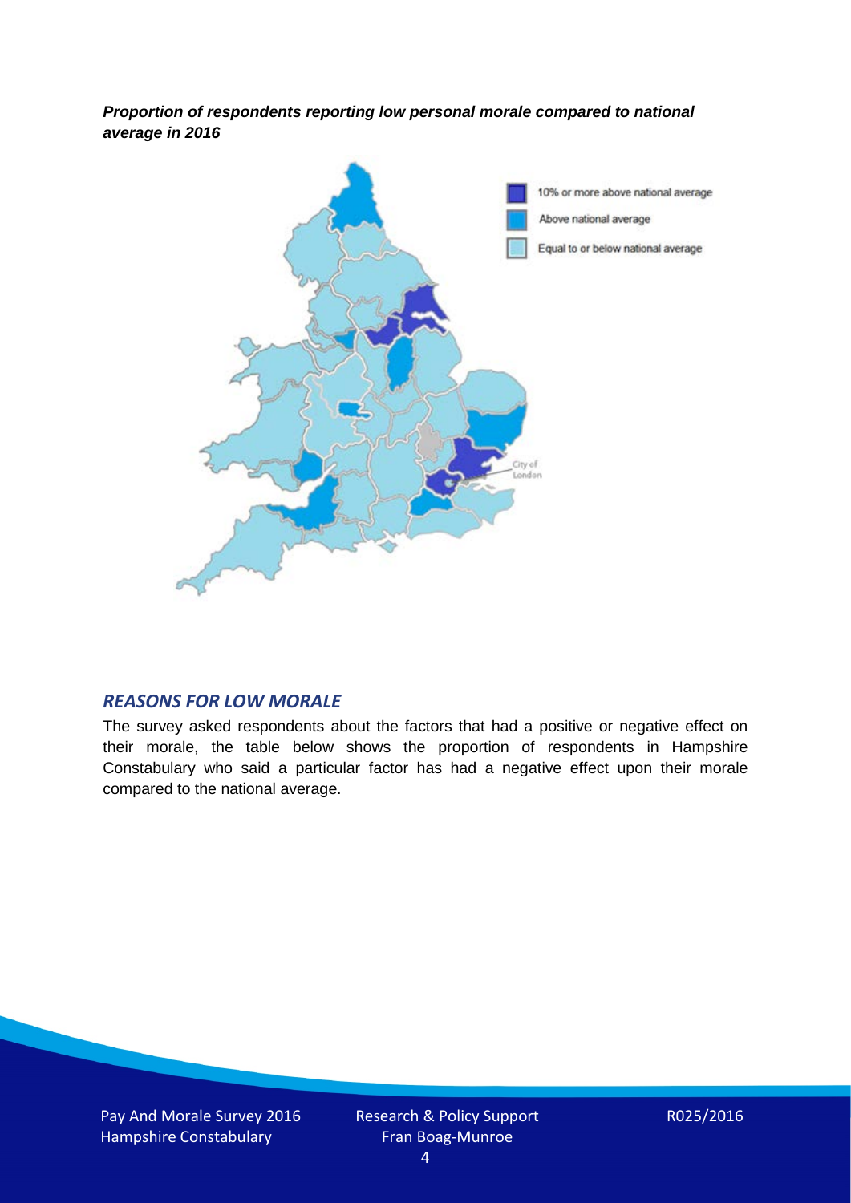***Proportion of respondents reporting low personal morale compared to national average in 2016***

10% or more above national average

Above national average

Equal to or below national average

City of London

## *REASONS FOR LOW MORALE*

The survey asked respondents about the factors that had a positive or negative effect on their morale, the table below shows the proportion of respondents in Hampshire Constabulary who said a particular factor has had a negative effect upon their morale compared to the national average.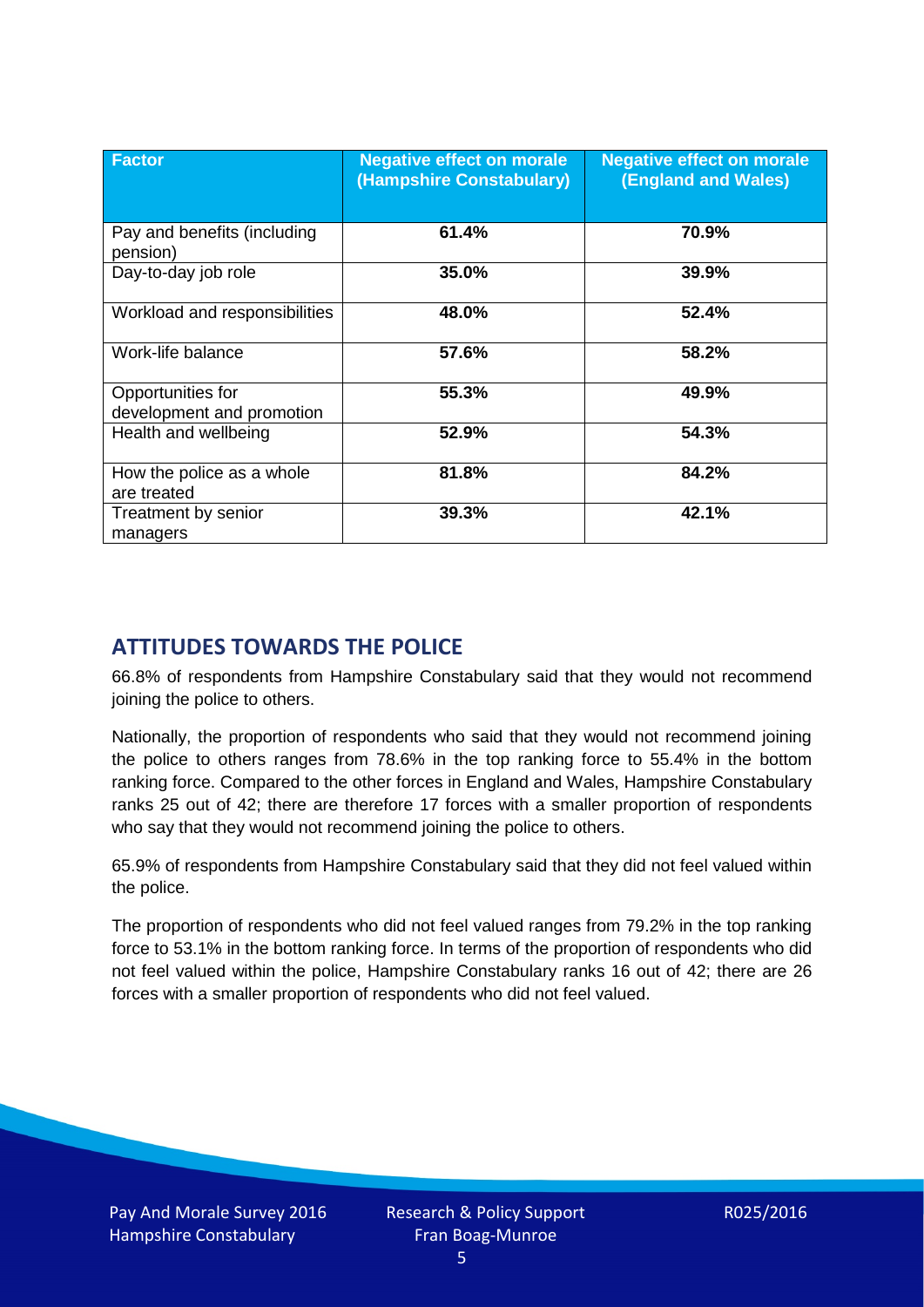| Factor | Negative effect on morale (Hampshire Constabulary) | Negative effect on morale (England and Wales) |
|---|---|---|
| Pay and benefits (including pension) | **61.4%** | **70.9%** |
| Day-to-day job role | **35.0%** | **39.9%** |
| Workload and responsibilities | **48.0%** | **52.4%** |
| Work-life balance | **57.6%** | **58.2%** |
| Opportunities for development and promotion | **55.3%** | **49.9%** |
| Health and wellbeing | **52.9%** | **54.3%** |
| How the police as a whole are treated | **81.8%** | **84.2%** |
| Treatment by senior managers | **39.3%** | **42.1%** |

## ATTITUDES TOWARDS THE POLICE

66.8% of respondents from Hampshire Constabulary said that they would not recommend joining the police to others.

Nationally, the proportion of respondents who said that they would not recommend joining the police to others ranges from 78.6% in the top ranking force to 55.4% in the bottom ranking force. Compared to the other forces in England and Wales, Hampshire Constabulary ranks 25 out of 42; there are therefore 17 forces with a smaller proportion of respondents who say that they would not recommend joining the police to others.

65.9% of respondents from Hampshire Constabulary said that they did not feel valued within the police.

The proportion of respondents who did not feel valued ranges from 79.2% in the top ranking force to 53.1% in the bottom ranking force. In terms of the proportion of respondents who did not feel valued within the police, Hampshire Constabulary ranks 16 out of 42; there are 26 forces with a smaller proportion of respondents who did not feel valued.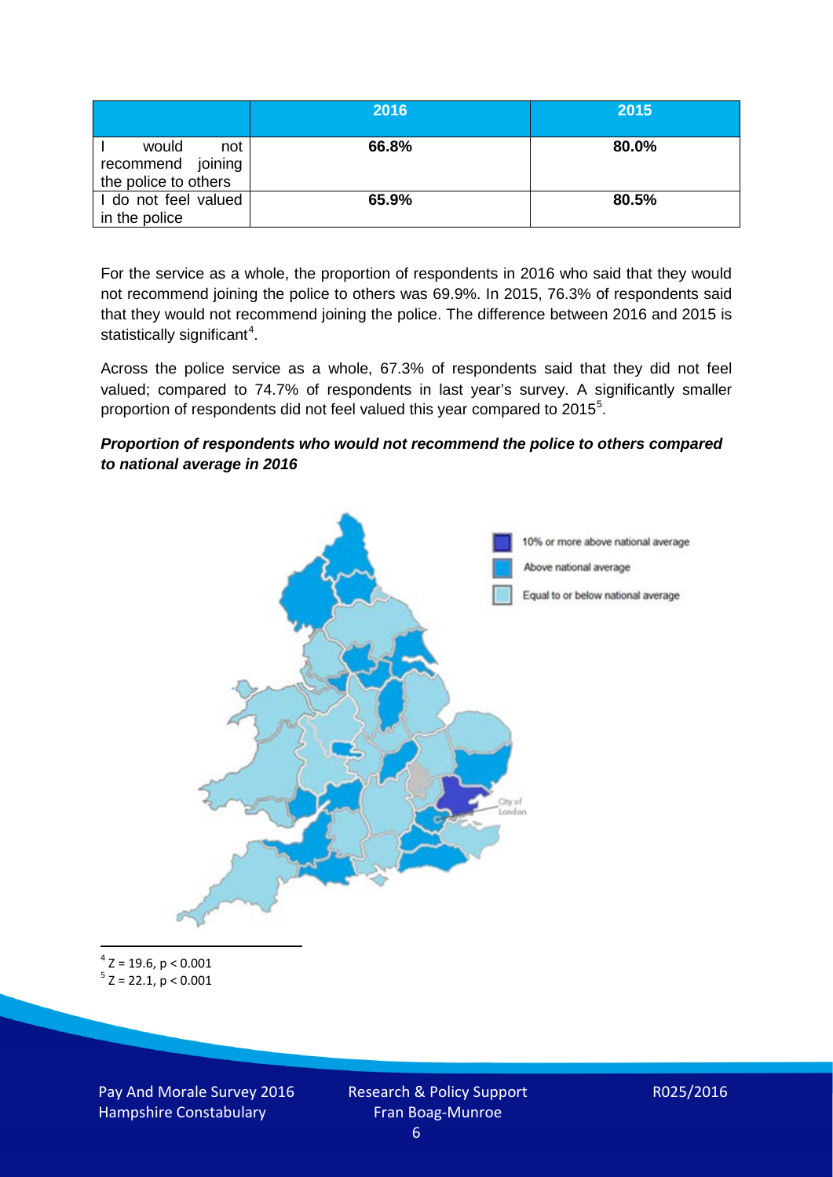| | 2016 | 2015 |
|---|---|---|
| I would not recommend joining the police to others | 66.8% | 80.0% |
| I do not feel valued in the police | 65.9% | 80.5% |

For the service as a whole, the proportion of respondents in 2016 who said that they would not recommend joining the police to others was 69.9%. In 2015, 76.3% of respondents said that they would not recommend joining the police. The difference between 2016 and 2015 is statistically significant[4].

Across the police service as a whole, 67.3% of respondents said that they did not feel valued; compared to 74.7% of respondents in last year's survey. A significantly smaller proportion of respondents did not feel valued this year compared to 2015[5].

***Proportion of respondents who would not recommend the police to others compared to national average in 2016***

10% or more above national average

Above national average

Equal to or below national average

City of London

[4] $Z = 19.6, p < 0.001$

[5] $Z = 22.1, p < 0.001$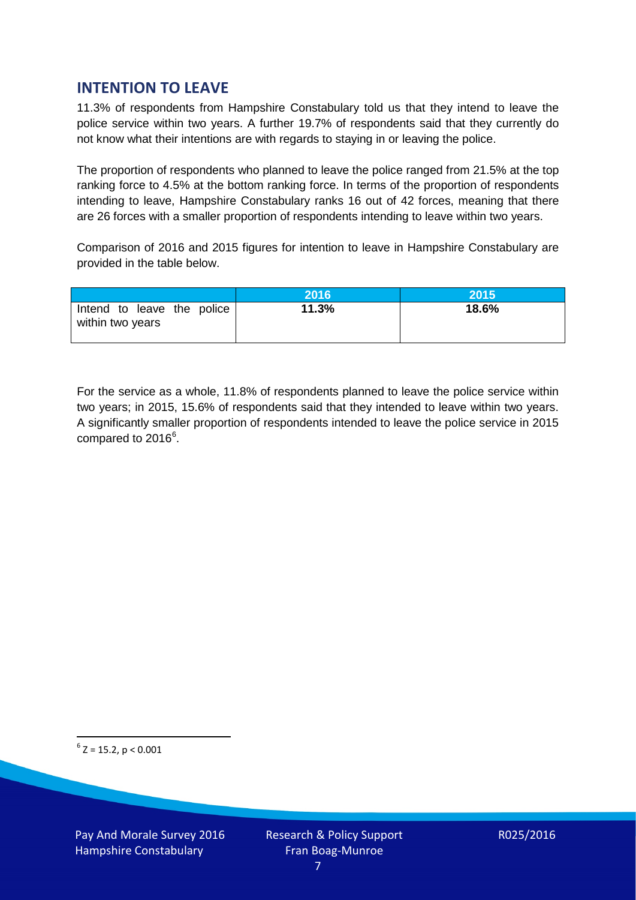## INTENTION TO LEAVE

11.3% of respondents from Hampshire Constabulary told us that they intend to leave the police service within two years. A further 19.7% of respondents said that they currently do not know what their intentions are with regards to staying in or leaving the police.

The proportion of respondents who planned to leave the police ranged from 21.5% at the top ranking force to 4.5% at the bottom ranking force. In terms of the proportion of respondents intending to leave, Hampshire Constabulary ranks 16 out of 42 forces, meaning that there are 26 forces with a smaller proportion of respondents intending to leave within two years.

Comparison of 2016 and 2015 figures for intention to leave in Hampshire Constabulary are provided in the table below.

| | 2016 | 2015 |
|---|---|---|
| Intend to leave the police within two years | **11.3%** | **18.6%** |

For the service as a whole, 11.8% of respondents planned to leave the police service within two years; in 2015, 15.6% of respondents said that they intended to leave within two years. A significantly smaller proportion of respondents intended to leave the police service in 2015 compared to 2016[6].

[6] $Z = 15.2$, $p < 0.001$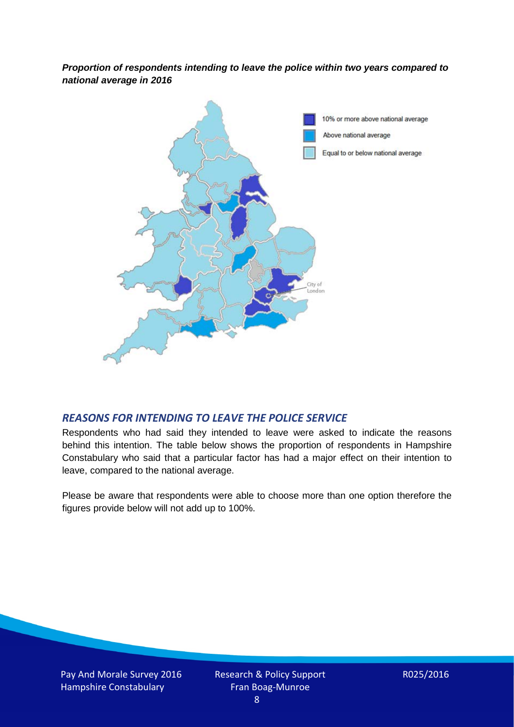***Proportion of respondents intending to leave the police within two years compared to national average in 2016***

10% or more above national average

Above national average

Equal to or below national average

City of London

## *REASONS FOR INTENDING TO LEAVE THE POLICE SERVICE*

Respondents who had said they intended to leave were asked to indicate the reasons behind this intention. The table below shows the proportion of respondents in Hampshire Constabulary who said that a particular factor has had a major effect on their intention to leave, compared to the national average.

Please be aware that respondents were able to choose more than one option therefore the figures provide below will not add up to 100%.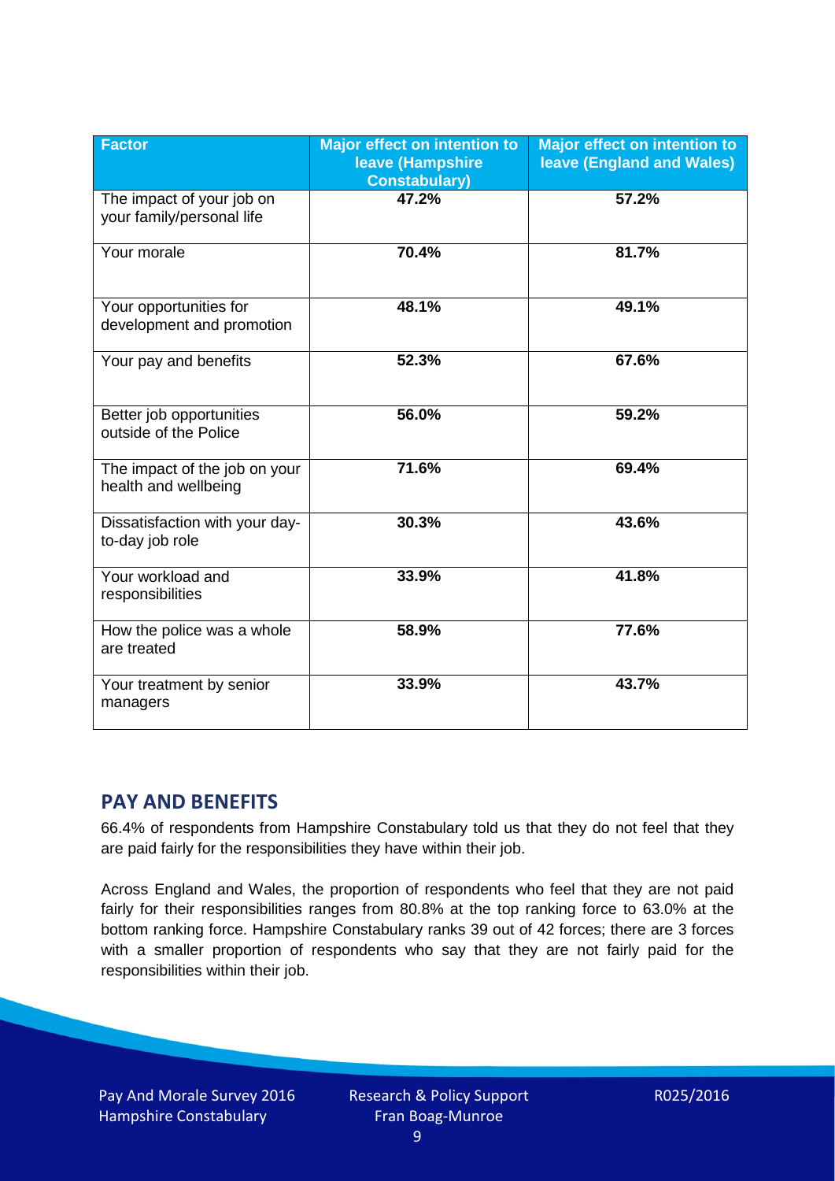| Factor | Major effect on intention to leave (Hampshire Constabulary) | Major effect on intention to leave (England and Wales) |
| --- | --- | --- |
| The impact of your job on your family/personal life | 47.2% | 57.2% |
| Your morale | 70.4% | 81.7% |
| Your opportunities for development and promotion | 48.1% | 49.1% |
| Your pay and benefits | 52.3% | 67.6% |
| Better job opportunities outside of the Police | 56.0% | 59.2% |
| The impact of the job on your health and wellbeing | 71.6% | 69.4% |
| Dissatisfaction with your day-to-day job role | 30.3% | 43.6% |
| Your workload and responsibilities | 33.9% | 41.8% |
| How the police was a whole are treated | 58.9% | 77.6% |
| Your treatment by senior managers | 33.9% | 43.7% |

## PAY AND BENEFITS

66.4% of respondents from Hampshire Constabulary told us that they do not feel that they are paid fairly for the responsibilities they have within their job.

Across England and Wales, the proportion of respondents who feel that they are not paid fairly for their responsibilities ranges from 80.8% at the top ranking force to 63.0% at the bottom ranking force. Hampshire Constabulary ranks 39 out of 42 forces; there are 3 forces with a smaller proportion of respondents who say that they are not fairly paid for the responsibilities within their job.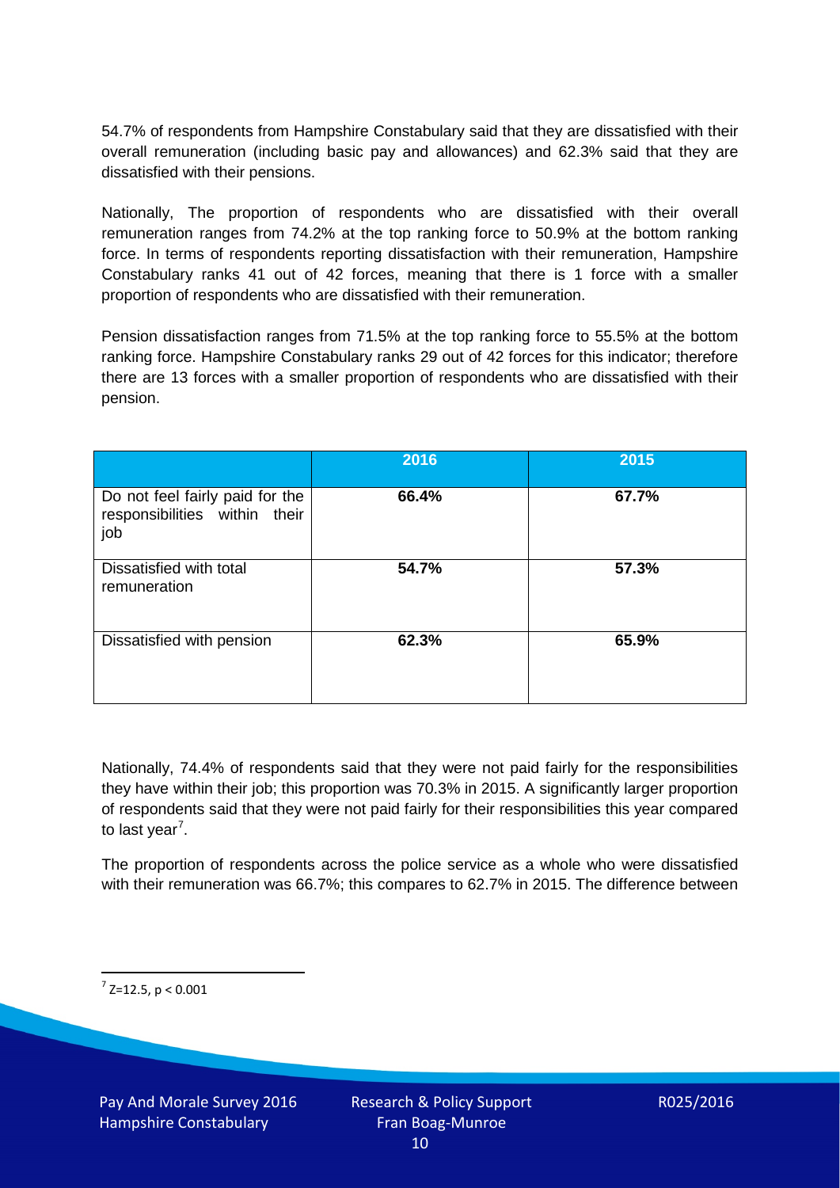54.7% of respondents from Hampshire Constabulary said that they are dissatisfied with their overall remuneration (including basic pay and allowances) and 62.3% said that they are dissatisfied with their pensions.

Nationally, The proportion of respondents who are dissatisfied with their overall remuneration ranges from 74.2% at the top ranking force to 50.9% at the bottom ranking force. In terms of respondents reporting dissatisfaction with their remuneration, Hampshire Constabulary ranks 41 out of 42 forces, meaning that there is 1 force with a smaller proportion of respondents who are dissatisfied with their remuneration.

Pension dissatisfaction ranges from 71.5% at the top ranking force to 55.5% at the bottom ranking force. Hampshire Constabulary ranks 29 out of 42 forces for this indicator; therefore there are 13 forces with a smaller proportion of respondents who are dissatisfied with their pension.

| | 2016 | 2015 |
|---|---|---|
| Do not feel fairly paid for the responsibilities within their job | **66.4%** | **67.7%** |
| Dissatisfied with total remuneration | **54.7%** | **57.3%** |
| Dissatisfied with pension | **62.3%** | **65.9%** |

Nationally, 74.4% of respondents said that they were not paid fairly for the responsibilities they have within their job; this proportion was 70.3% in 2015. A significantly larger proportion of respondents said that they were not paid fairly for their responsibilities this year compared to last year[7].

The proportion of respondents across the police service as a whole who were dissatisfied with their remuneration was 66.7%; this compares to 62.7% in 2015. The difference between

[7] $Z=12.5$, $p < 0.001$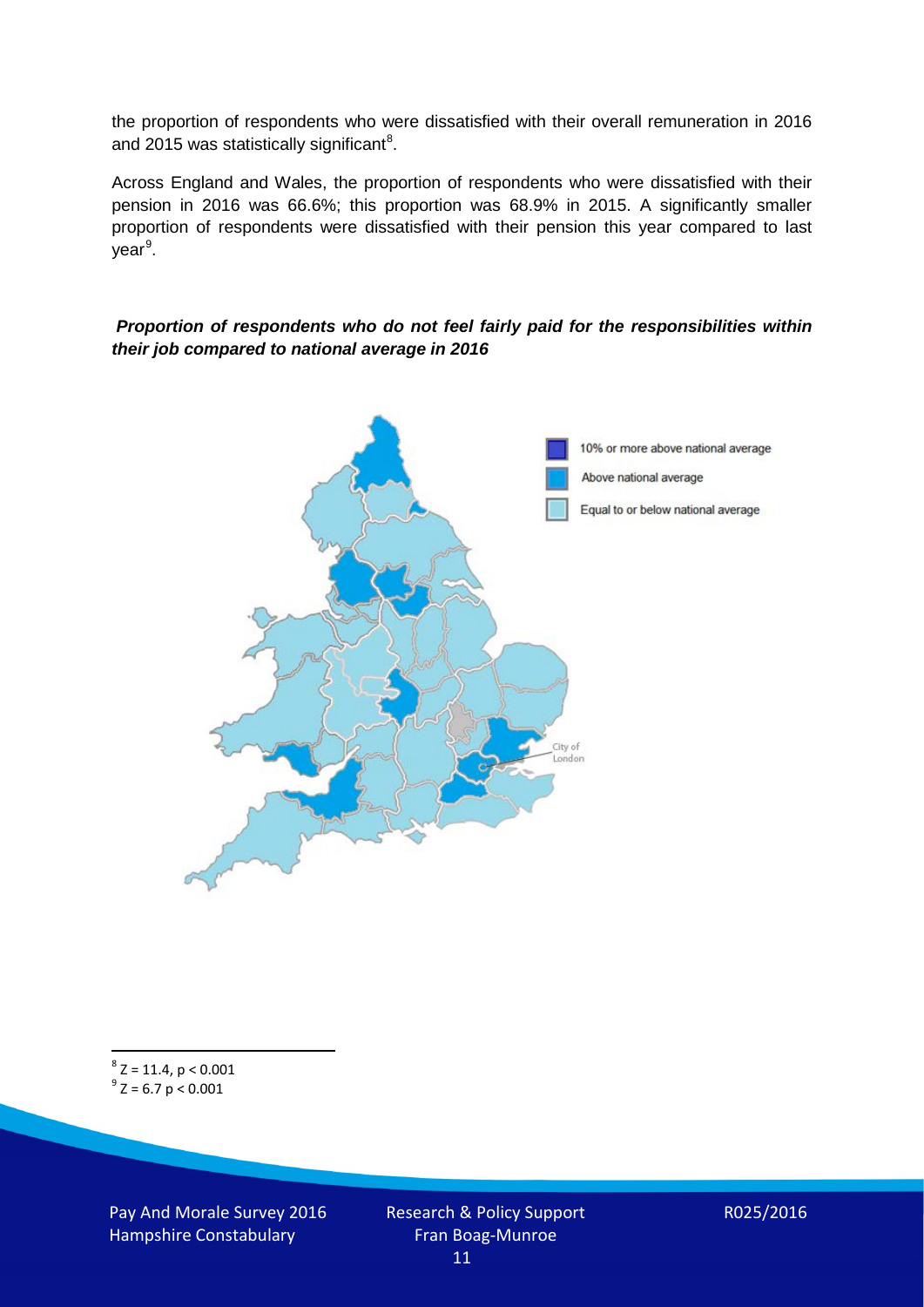the proportion of respondents who were dissatisfied with their overall remuneration in 2016 and 2015 was statistically significant[8].

Across England and Wales, the proportion of respondents who were dissatisfied with their pension in 2016 was 66.6%; this proportion was 68.9% in 2015. A significantly smaller proportion of respondents were dissatisfied with their pension this year compared to last year[9].

***Proportion of respondents who do not feel fairly paid for the responsibilities within their job compared to national average in 2016***

10% or more above national average

Above national average

Equal to or below national average

City of London

[8] $Z = 11.4$, $p < 0.001$

[9] $Z = 6.7$ $p < 0.001$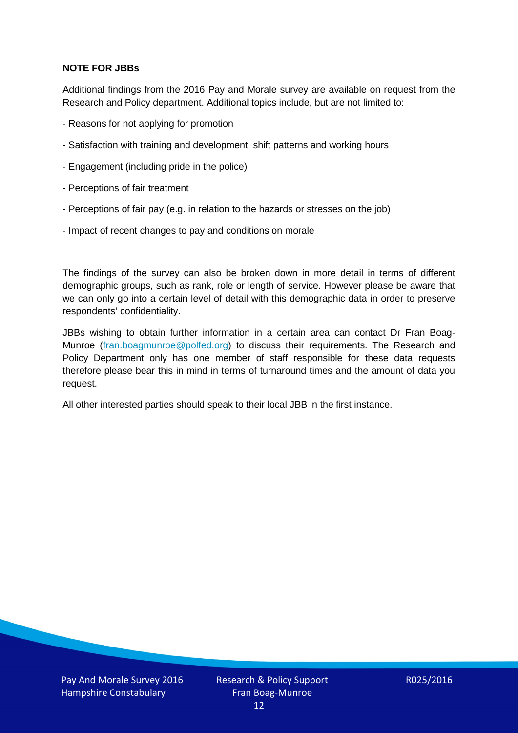**NOTE FOR JBBs**

Additional findings from the 2016 Pay and Morale survey are available on request from the Research and Policy department. Additional topics include, but are not limited to:

- Reasons for not applying for promotion
- Satisfaction with training and development, shift patterns and working hours
- Engagement (including pride in the police)
- Perceptions of fair treatment
- Perceptions of fair pay (e.g. in relation to the hazards or stresses on the job)
- Impact of recent changes to pay and conditions on morale

The findings of the survey can also be broken down in more detail in terms of different demographic groups, such as rank, role or length of service. However please be aware that we can only go into a certain level of detail with this demographic data in order to preserve respondents' confidentiality.

JBBs wishing to obtain further information in a certain area can contact Dr Fran Boag-Munroe (fran.boagmunroe@polfed.org) to discuss their requirements. The Research and Policy Department only has one member of staff responsible for these data requests therefore please bear this in mind in terms of turnaround times and the amount of data you request.

All other interested parties should speak to their local JBB in the first instance.